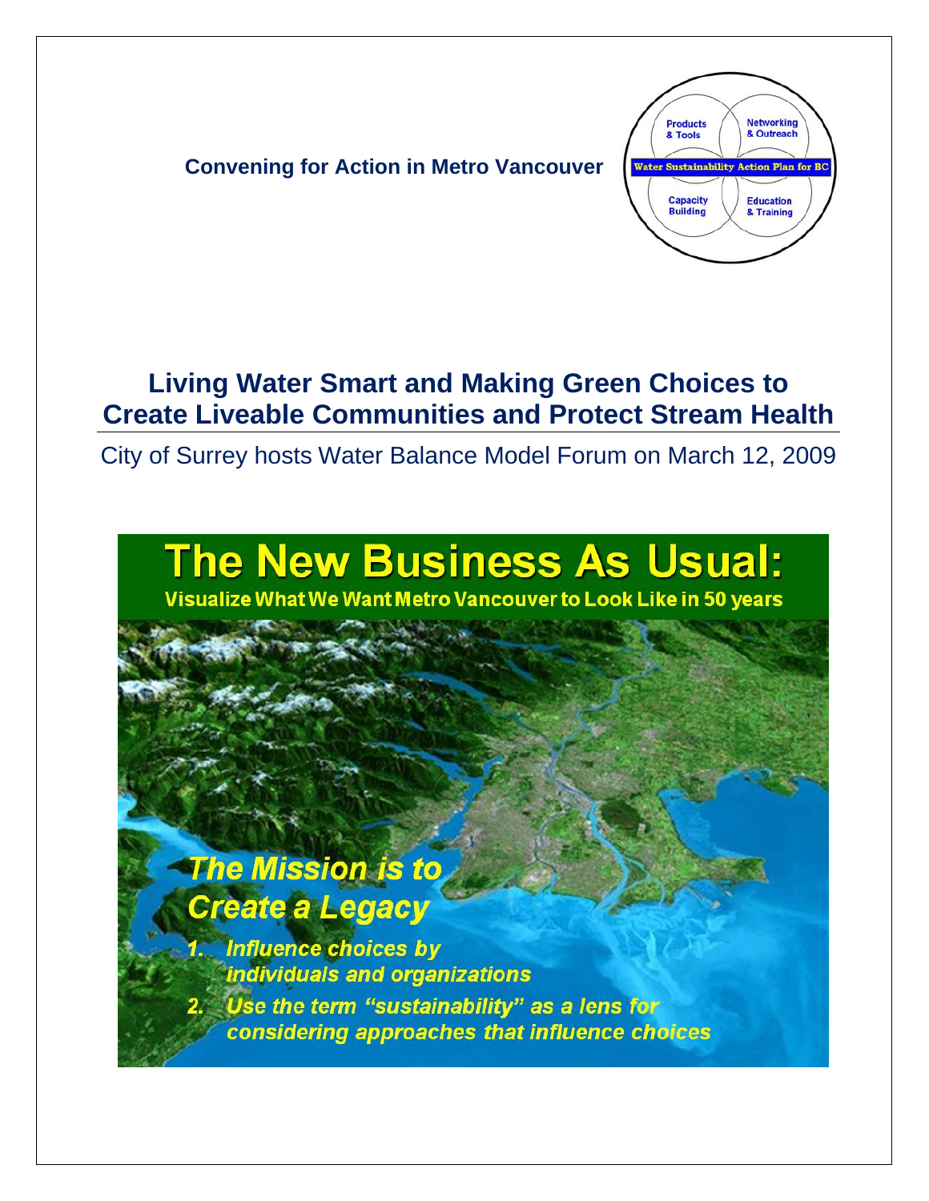**Convening for Action in Metro Vancouver**

Products & Tools | Networking & Outreach | Water Sustainability Action Plan for BC | Capacity Building | Education & Training

# Living Water Smart and Making Green Choices to Create Liveable Communities and Protect Stream Health

City of Surrey hosts Water Balance Model Forum on March 12, 2009

## The New Business As Usual:

**Visualize What We Want Metro Vancouver to Look Like in 50 years**

***The Mission is to Create a Legacy***

1. *Influence choices by individuals and organizations*
2. *Use the term "sustainability" as a lens for considering approaches that influence choices*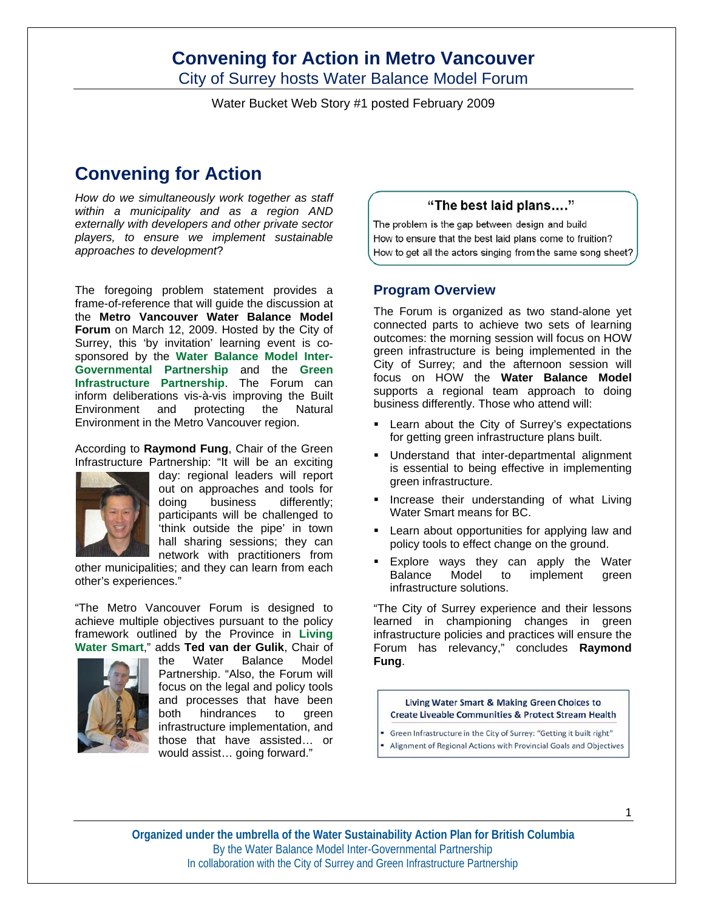# Convening for Action in Metro Vancouver

## City of Surrey hosts Water Balance Model Forum

Water Bucket Web Story #1 posted February 2009

## Convening for Action

*How do we simultaneously work together as staff within a municipality and as a region AND externally with developers and other private sector players, to ensure we implement sustainable approaches to development*?

The foregoing problem statement provides a frame-of-reference that will guide the discussion at the **Metro Vancouver Water Balance Model Forum** on March 12, 2009. Hosted by the City of Surrey, this 'by invitation' learning event is co-sponsored by the **Water Balance Model Inter-Governmental Partnership** and the **Green Infrastructure Partnership**. The Forum can inform deliberations vis-à-vis improving the Built Environment and protecting the Natural Environment in the Metro Vancouver region.

According to **Raymond Fung**, Chair of the Green Infrastructure Partnership: "It will be an exciting day: regional leaders will report out on approaches and tools for doing business differently; participants will be challenged to 'think outside the pipe' in town hall sharing sessions; they can network with practitioners from other municipalities; and they can learn from each other's experiences."

"The Metro Vancouver Forum is designed to achieve multiple objectives pursuant to the policy framework outlined by the Province in **Living Water Smart**," adds **Ted van der Gulik**, Chair of the Water Balance Model Partnership. "Also, the Forum will focus on the legal and policy tools and processes that have been both hindrances to green infrastructure implementation, and those that have assisted… or would assist… going forward."

### "The best laid plans…."

The problem is the gap between design and build
How to ensure that the best laid plans come to fruition?
How to get all the actors singing from the same song sheet?

### Program Overview

The Forum is organized as two stand-alone yet connected parts to achieve two sets of learning outcomes: the morning session will focus on HOW green infrastructure is being implemented in the City of Surrey; and the afternoon session will focus on HOW the **Water Balance Model** supports a regional team approach to doing business differently. Those who attend will:

- Learn about the City of Surrey's expectations for getting green infrastructure plans built.
- Understand that inter-departmental alignment is essential to being effective in implementing green infrastructure.
- Increase their understanding of what Living Water Smart means for BC.
- Learn about opportunities for applying law and policy tools to effect change on the ground.
- Explore ways they can apply the Water Balance Model to implement green infrastructure solutions.

"The City of Surrey experience and their lessons learned in championing changes in green infrastructure policies and practices will ensure the Forum has relevancy," concludes **Raymond Fung**.

**Living Water Smart & Making Green Choices to Create Liveable Communities & Protect Stream Health**

- Green Infrastructure in the City of Surrey: "Getting it built right"
- Alignment of Regional Actions with Provincial Goals and Objectives

**Organized under the umbrella of the Water Sustainability Action Plan for British Columbia**
By the Water Balance Model Inter-Governmental Partnership
In collaboration with the City of Surrey and Green Infrastructure Partnership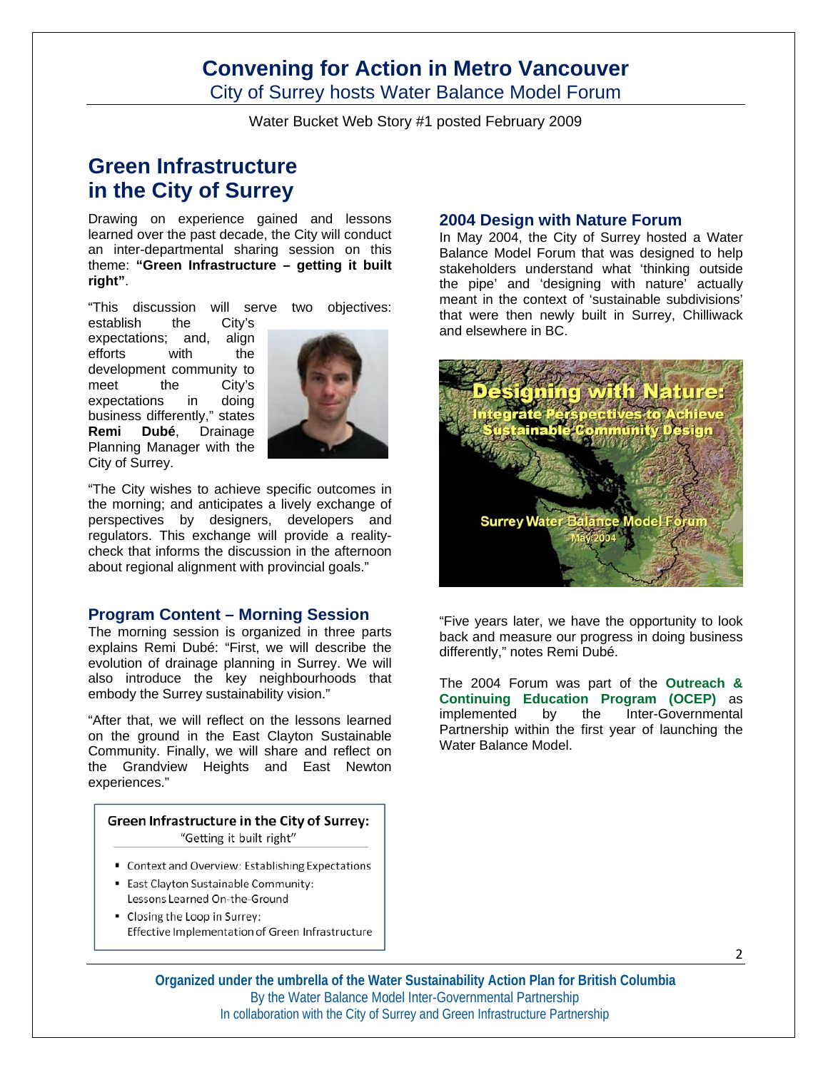# Convening for Action in Metro Vancouver

City of Surrey hosts Water Balance Model Forum

Water Bucket Web Story #1 posted February 2009

## Green Infrastructure in the City of Surrey

Drawing on experience gained and lessons learned over the past decade, the City will conduct an inter-departmental sharing session on this theme: **"Green Infrastructure – getting it built right"**.

"This discussion will serve two objectives: establish the City's expectations; and, align efforts with the development community to meet the City's expectations in doing business differently," states **Remi Dubé**, Drainage Planning Manager with the City of Surrey.

"The City wishes to achieve specific outcomes in the morning; and anticipates a lively exchange of perspectives by designers, developers and regulators. This exchange will provide a reality-check that informs the discussion in the afternoon about regional alignment with provincial goals."

### Program Content – Morning Session

The morning session is organized in three parts explains Remi Dubé: "First, we will describe the evolution of drainage planning in Surrey. We will also introduce the key neighbourhoods that embody the Surrey sustainability vision."

"After that, we will reflect on the lessons learned on the ground in the East Clayton Sustainable Community. Finally, we will share and reflect on the Grandview Heights and East Newton experiences."

**Green Infrastructure in the City of Surrey:**
"Getting it built right"

- Context and Overview: Establishing Expectations
- East Clayton Sustainable Community: Lessons Learned On-the-Ground
- Closing the Loop in Surrey: Effective Implementation of Green Infrastructure

### 2004 Design with Nature Forum

In May 2004, the City of Surrey hosted a Water Balance Model Forum that was designed to help stakeholders understand what 'thinking outside the pipe' and 'designing with nature' actually meant in the context of 'sustainable subdivisions' that were then newly built in Surrey, Chilliwack and elsewhere in BC.

"Five years later, we have the opportunity to look back and measure our progress in doing business differently," notes Remi Dubé.

The 2004 Forum was part of the **Outreach & Continuing Education Program (OCEP)** as implemented by the Inter-Governmental Partnership within the first year of launching the Water Balance Model.

**Organized under the umbrella of the Water Sustainability Action Plan for British Columbia**
By the Water Balance Model Inter-Governmental Partnership
In collaboration with the City of Surrey and Green Infrastructure Partnership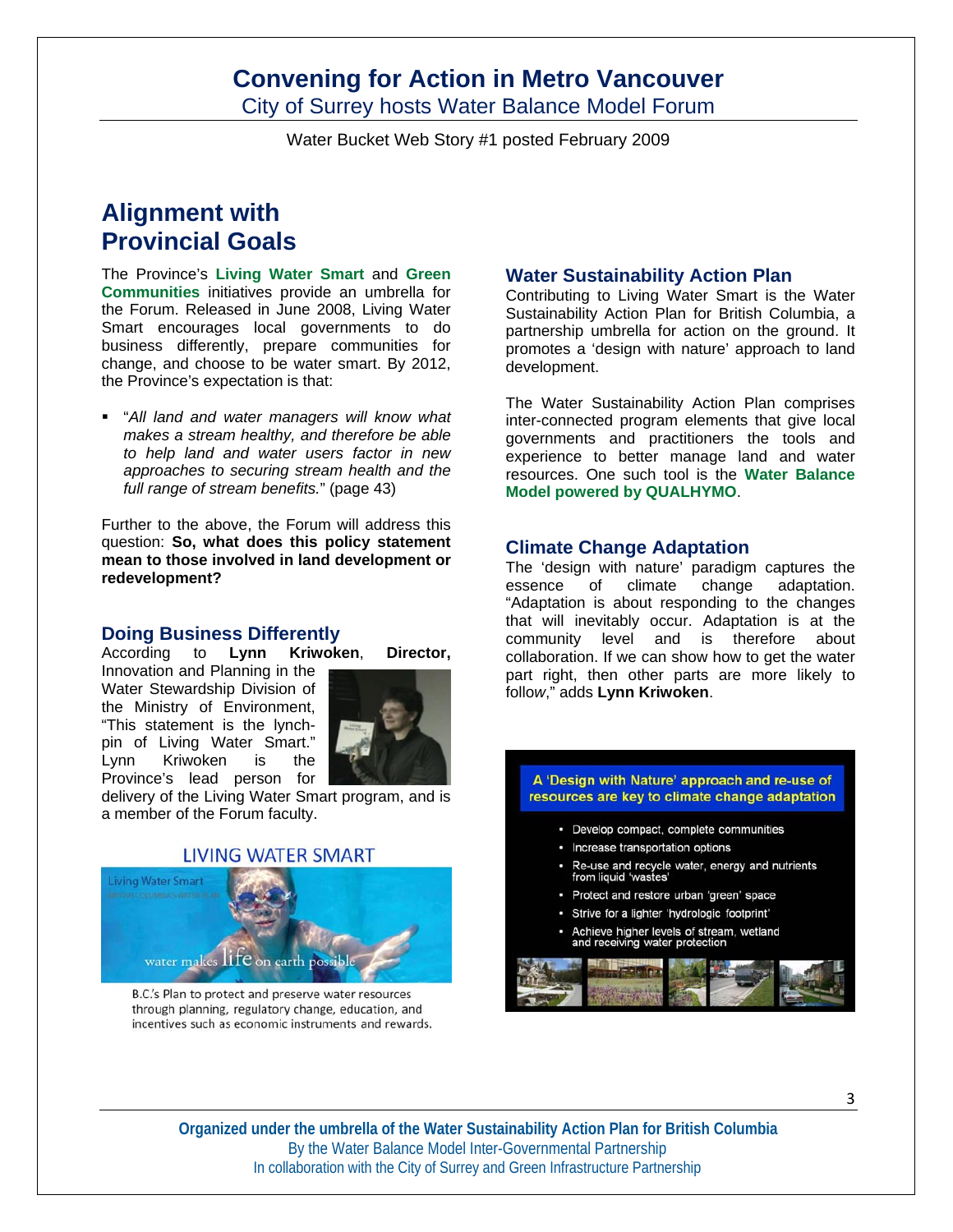# Convening for Action in Metro Vancouver

City of Surrey hosts Water Balance Model Forum

Water Bucket Web Story #1 posted February 2009

## Alignment with Provincial Goals

The Province's **Living Water Smart** and **Green Communities** initiatives provide an umbrella for the Forum. Released in June 2008, Living Water Smart encourages local governments to do business differently, prepare communities for change, and choose to be water smart. By 2012, the Province's expectation is that:

- "*All land and water managers will know what makes a stream healthy, and therefore be able to help land and water users factor in new approaches to securing stream health and the full range of stream benefits.*" (page 43)

Further to the above, the Forum will address this question: **So, what does this policy statement mean to those involved in land development or redevelopment?**

### Doing Business Differently

According to **Lynn Kriwoken**, **Director,** Innovation and Planning in the Water Stewardship Division of the Ministry of Environment, "This statement is the lynch-pin of Living Water Smart." Lynn Kriwoken is the Province's lead person for delivery of the Living Water Smart program, and is a member of the Forum faculty.

LIVING WATER SMART

Living Water Smart — BRITISH COLUMBIA'S WATER PLAN

water makes life on earth possible

B.C.'s Plan to protect and preserve water resources through planning, regulatory change, education, and incentives such as economic instruments and rewards.

### Water Sustainability Action Plan

Contributing to Living Water Smart is the Water Sustainability Action Plan for British Columbia, a partnership umbrella for action on the ground. It promotes a 'design with nature' approach to land development.

The Water Sustainability Action Plan comprises inter-connected program elements that give local governments and practitioners the tools and experience to better manage land and water resources. One such tool is the **Water Balance Model powered by QUALHYMO**.

### Climate Change Adaptation

The 'design with nature' paradigm captures the essence of climate change adaptation. "Adaptation is about responding to the changes that will inevitably occur. Adaptation is at the community level and is therefore about collaboration. If we can show how to get the water part right, then other parts are more likely to follo*w*," adds **Lynn Kriwoken**.

**A 'Design with Nature' approach and re-use of resources are key to climate change adaptation**

- Develop compact, complete communities
- Increase transportation options
- Re-use and recycle water, energy and nutrients from liquid 'wastes'
- Protect and restore urban 'green' space
- Strive for a lighter 'hydrologic footprint'
- Achieve higher levels of stream, wetland and receiving water protection

**Organized under the umbrella of the Water Sustainability Action Plan for British Columbia**
By the Water Balance Model Inter-Governmental Partnership
In collaboration with the City of Surrey and Green Infrastructure Partnership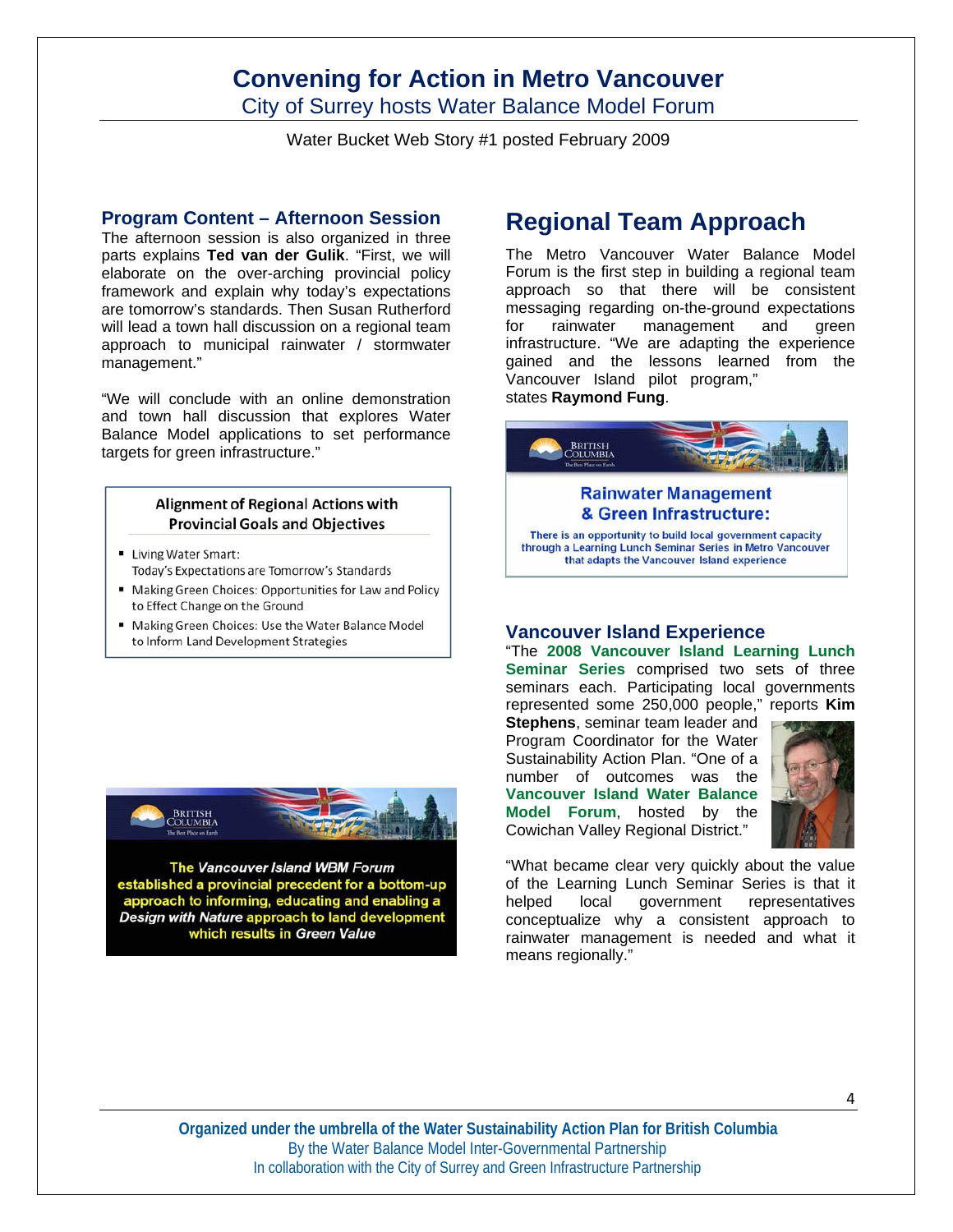# Convening for Action in Metro Vancouver

City of Surrey hosts Water Balance Model Forum

Water Bucket Web Story #1 posted February 2009

### Program Content – Afternoon Session

The afternoon session is also organized in three parts explains **Ted van der Gulik**. "First, we will elaborate on the over-arching provincial policy framework and explain why today's expectations are tomorrow's standards. Then Susan Rutherford will lead a town hall discussion on a regional team approach to municipal rainwater / stormwater management."

"We will conclude with an online demonstration and town hall discussion that explores Water Balance Model applications to set performance targets for green infrastructure."

**Alignment of Regional Actions with Provincial Goals and Objectives**

- Living Water Smart: Today's Expectations are Tomorrow's Standards
- Making Green Choices: Opportunities for Law and Policy to Effect Change on the Ground
- Making Green Choices: Use the Water Balance Model to Inform Land Development Strategies

BRITISH COLUMBIA
The Best Place on Earth

**The *Vancouver Island WBM Forum* established a provincial precedent for a bottom-up approach to informing, educating and enabling a *Design with Nature* approach to land development which results in *Green Value***

## Regional Team Approach

The Metro Vancouver Water Balance Model Forum is the first step in building a regional team approach so that there will be consistent messaging regarding on-the-ground expectations for rainwater management and green infrastructure. "We are adapting the experience gained and the lessons learned from the Vancouver Island pilot program," states **Raymond Fung**.

BRITISH COLUMBIA
The Best Place on Earth

**Rainwater Management & Green Infrastructure:**

There is an opportunity to build local government capacity through a Learning Lunch Seminar Series in Metro Vancouver that adapts the Vancouver Island experience

### Vancouver Island Experience

"The **2008 Vancouver Island Learning Lunch Seminar Series** comprised two sets of three seminars each. Participating local governments represented some 250,000 people," reports **Kim Stephens**, seminar team leader and Program Coordinator for the Water Sustainability Action Plan. "One of a number of outcomes was the **Vancouver Island Water Balance Model Forum**, hosted by the Cowichan Valley Regional District."

"What became clear very quickly about the value of the Learning Lunch Seminar Series is that it helped local government representatives conceptualize why a consistent approach to rainwater management is needed and what it means regionally."

**Organized under the umbrella of the Water Sustainability Action Plan for British Columbia**
By the Water Balance Model Inter-Governmental Partnership
In collaboration with the City of Surrey and Green Infrastructure Partnership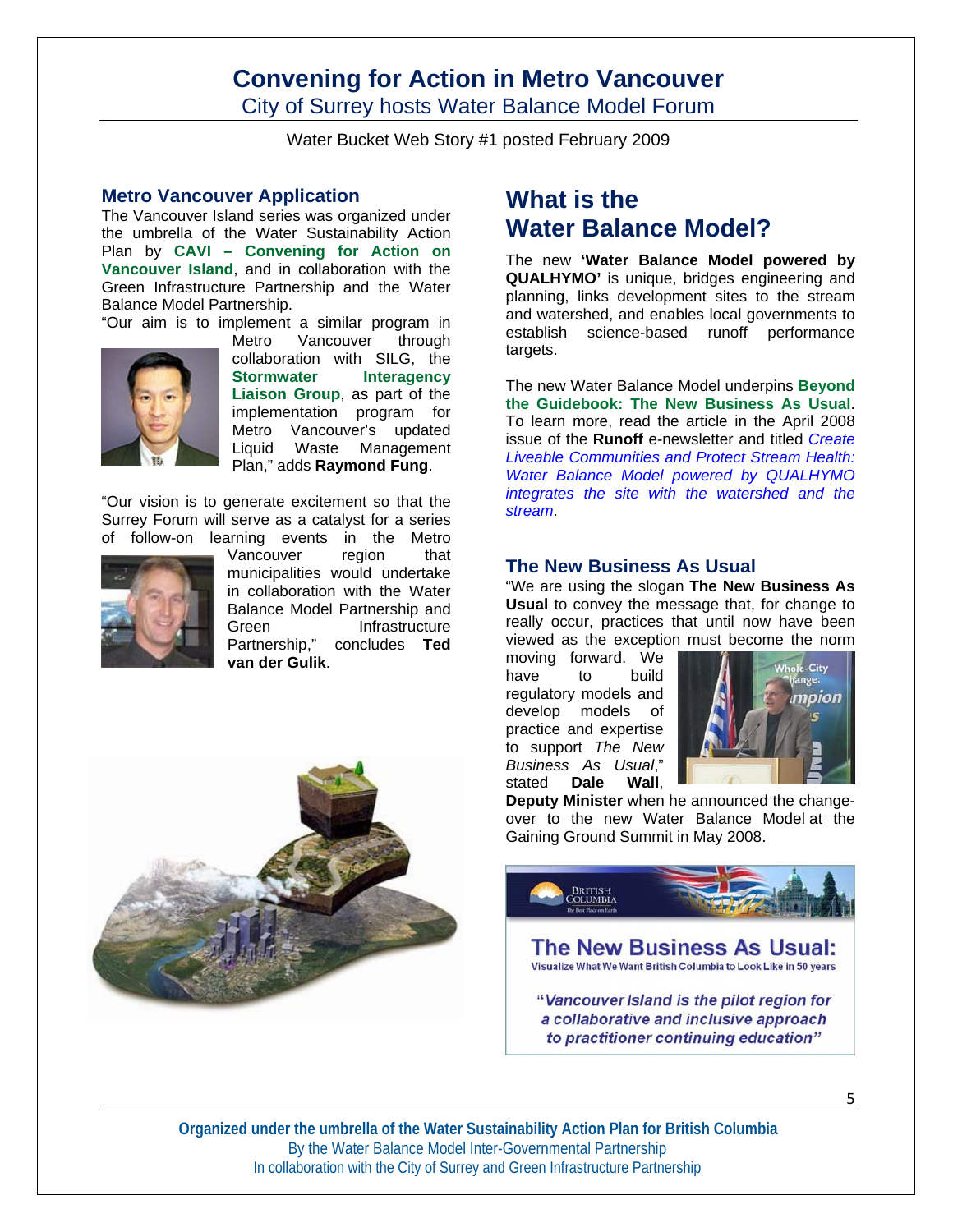# Convening for Action in Metro Vancouver

City of Surrey hosts Water Balance Model Forum

Water Bucket Web Story #1 posted February 2009

## Metro Vancouver Application

The Vancouver Island series was organized under the umbrella of the Water Sustainability Action Plan by **CAVI – Convening for Action on Vancouver Island**, and in collaboration with the Green Infrastructure Partnership and the Water Balance Model Partnership.

"Our aim is to implement a similar program in Metro Vancouver through collaboration with SILG, the **Stormwater Interagency Liaison Group**, as part of the implementation program for Metro Vancouver's updated Liquid Waste Management Plan," adds **Raymond Fung**.

"Our vision is to generate excitement so that the Surrey Forum will serve as a catalyst for a series of follow-on learning events in the Metro Vancouver region that municipalities would undertake in collaboration with the Water Balance Model Partnership and Green Infrastructure Partnership," concludes **Ted van der Gulik**.

## What is the Water Balance Model?

The new **'Water Balance Model powered by QUALHYMO'** is unique, bridges engineering and planning, links development sites to the stream and watershed, and enables local governments to establish science-based runoff performance targets.

The new Water Balance Model underpins **Beyond the Guidebook: The New Business As Usual**. To learn more, read the article in the April 2008 issue of the **Runoff** e-newsletter and titled *Create Liveable Communities and Protect Stream Health: Water Balance Model powered by QUALHYMO integrates the site with the watershed and the stream*.

### The New Business As Usual

"We are using the slogan **The New Business As Usual** to convey the message that, for change to really occur, practices that until now have been viewed as the exception must become the norm moving forward. We have to build regulatory models and develop models of practice and expertise to support *The New Business As Usual*," stated **Dale Wall**, **Deputy Minister** when he announced the change-over to the new Water Balance Model at the Gaining Ground Summit in May 2008.

**The New Business As Usual:**
Visualize What We Want British Columbia to Look Like in 50 years

*"Vancouver Island is the pilot region for a collaborative and inclusive approach to practitioner continuing education"*

**Organized under the umbrella of the Water Sustainability Action Plan for British Columbia**
By the Water Balance Model Inter-Governmental Partnership
In collaboration with the City of Surrey and Green Infrastructure Partnership